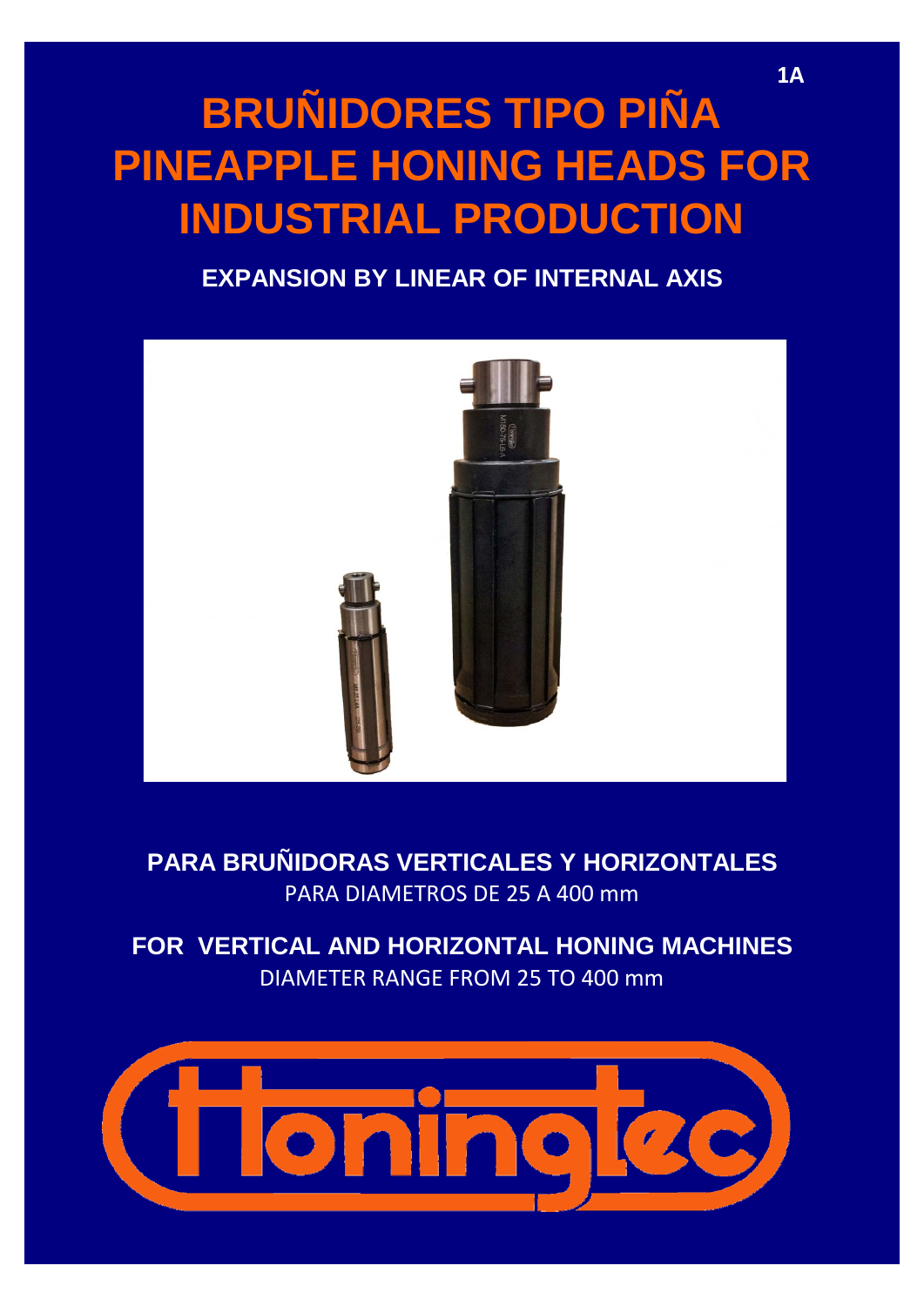# BRUÑIDORES TIPO PIÑA
# PINEAPPLE HONING HEADS FOR INDUSTRIAL PRODUCTION

**EXPANSION BY LINEAR OF INTERNAL AXIS**

**PARA BRUÑIDORAS VERTICALES Y HORIZONTALES**

PARA DIAMETROS DE 25 A 400 mm

**FOR VERTICAL AND HORIZONTAL HONING MACHINES**

DIAMETER RANGE FROM 25 TO 400 mm

Honingtec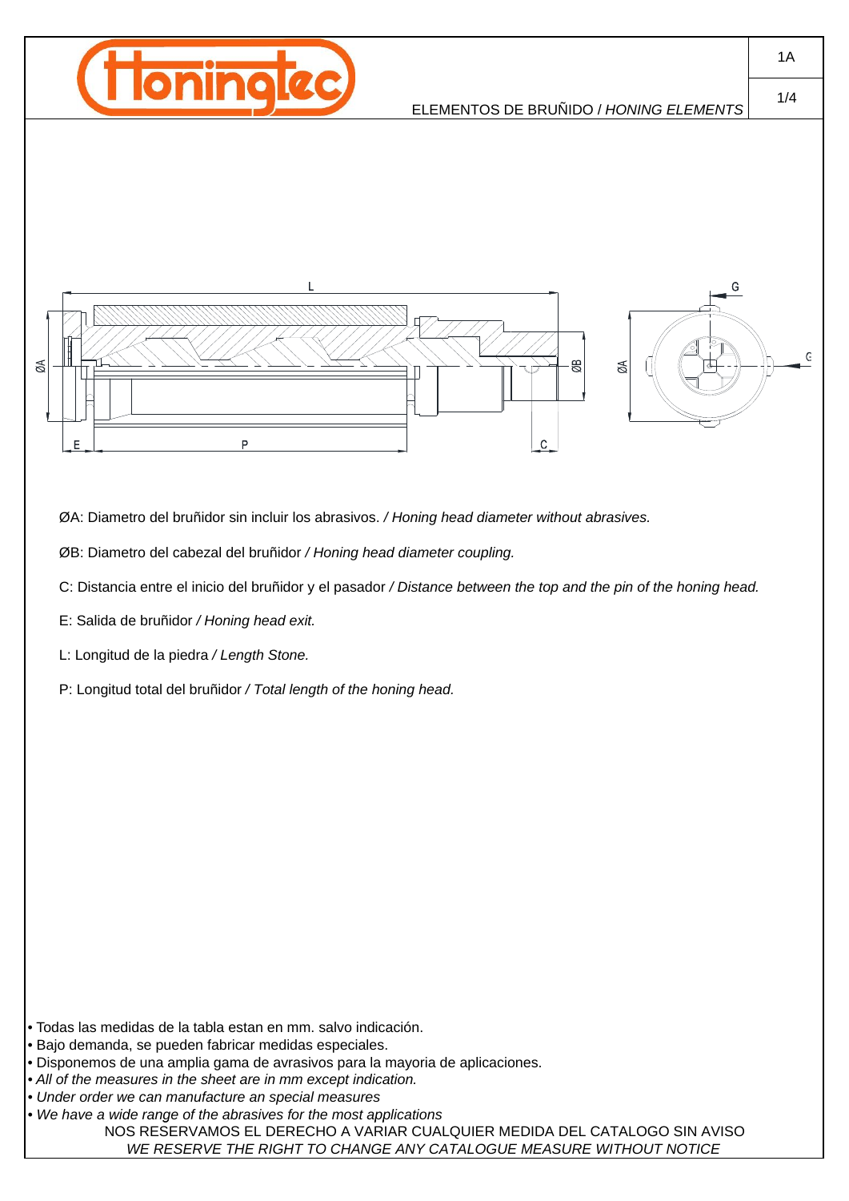ELEMENTOS DE BRUÑIDO / *HONING ELEMENTS*

ØA: Diametro del bruñidor sin incluir los abrasivos. */ Honing head diameter without abrasives.*

ØB: Diametro del cabezal del bruñidor */ Honing head diameter coupling.*

C: Distancia entre el inicio del bruñidor y el pasador */ Distance between the top and the pin of the honing head.*

E: Salida de bruñidor */ Honing head exit.*

L: Longitud de la piedra */ Length Stone.*

P: Longitud total del bruñidor */ Total length of the honing head.*

- Todas las medidas de la tabla estan en mm. salvo indicación.
- Bajo demanda, se pueden fabricar medidas especiales.
- Disponemos de una amplia gama de avrasivos para la mayoria de aplicaciones.
- *All of the measures in the sheet are in mm except indication.*
- *Under order we can manufacture an special measures*
- *We have a wide range of the abrasives for the most applications*

NOS RESERVAMOS EL DERECHO A VARIAR CUALQUIER MEDIDA DEL CATALOGO SIN AVISO

*WE RESERVE THE RIGHT TO CHANGE ANY CATALOGUE MEASURE WITHOUT NOTICE*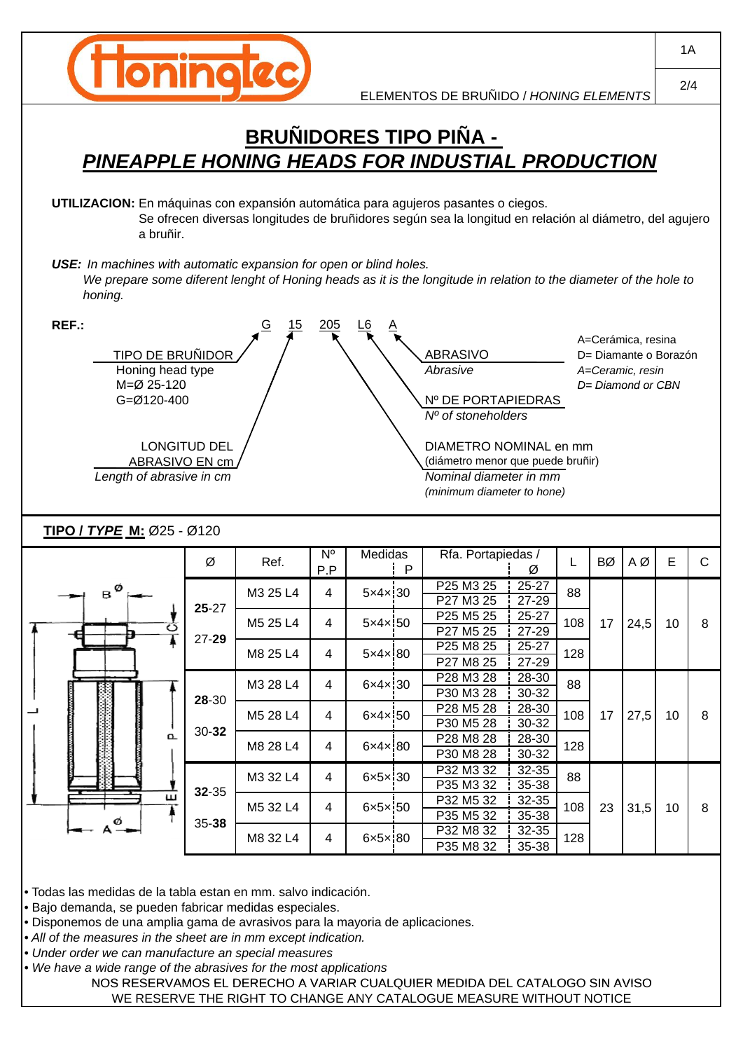# BRUÑIDORES TIPO PIÑA - *PINEAPPLE HONING HEADS FOR INDUSTIAL PRODUCTION*

**UTILIZACION:** En máquinas con expansión automática para agujeros pasantes o ciegos.
Se ofrecen diversas longitudes de bruñidores según sea la longitud en relación al diámetro, del agujero a bruñir.

***USE:*** *In machines with automatic expansion for open or blind holes.*
*We prepare some diferent lenght of Honing heads as it is the longitude in relation to the diameter of the hole to honing.*

**REF.:** G 15 205 L6 A

- **G** — TIPO DE BRUÑIDOR / *Honing head type*
  - M=Ø 25-120
  - G=Ø120-400
- **15** — LONGITUD DEL ABRASIVO EN cm / *Length of abrasive in cm*
- **205** — DIAMETRO NOMINAL en mm (diámetro menor que puede bruñir) / *Nominal diameter in mm (minimum diameter to hone)*
- **L6** — Nº DE PORTAPIEDRAS / *Nº of stoneholders*
- **A** — ABRASIVO / *Abrasive*
  - A=Cerámica, resina
  - D= Diamante o Borazón
  - *A=Ceramic, resin*
  - *D= Diamond or CBN*

## TIPO / *TYPE* M: Ø25 - Ø120

| Ø | Ref. | Nº P.P | Medidas P | Rfa. Portapiedas / | Ø | L | BØ | A Ø | E | C |
|---|---|---|---|---|---|---|---|---|---|---|
| **25**-27 / 27-**29** | M3 25 L4 | 4 | 5×4×30 | P25 M3 25 | 25-27 | 88 | 17 | 24,5 | 10 | 8 |
| | | | | P27 M3 25 | 27-29 | | | | | |
| | M5 25 L4 | 4 | 5×4×50 | P25 M5 25 | 25-27 | 108 | | | | |
| | | | | P27 M5 25 | 27-29 | | | | | |
| | M8 25 L4 | 4 | 5×4×80 | P25 M8 25 | 25-27 | 128 | | | | |
| | | | | P27 M8 25 | 27-29 | | | | | |
| **28**-30 / 30-**32** | M3 28 L4 | 4 | 6×4×30 | P28 M3 28 | 28-30 | 88 | 17 | 27,5 | 10 | 8 |
| | | | | P30 M3 28 | 30-32 | | | | | |
| | M5 28 L4 | 4 | 6×4×50 | P28 M5 28 | 28-30 | 108 | | | | |
| | | | | P30 M5 28 | 30-32 | | | | | |
| | M8 28 L4 | 4 | 6×4×80 | P28 M8 28 | 28-30 | 128 | | | | |
| | | | | P30 M8 28 | 30-32 | | | | | |
| **32**-35 / 35-**38** | M3 32 L4 | 4 | 6×5×30 | P32 M3 32 | 32-35 | 88 | 23 | 31,5 | 10 | 8 |
| | | | | P35 M3 32 | 35-38 | | | | | |
| | M5 32 L4 | 4 | 6×5×50 | P32 M5 32 | 32-35 | 108 | | | | |
| | | | | P35 M5 32 | 35-38 | | | | | |
| | M8 32 L4 | 4 | 6×5×80 | P32 M8 32 | 32-35 | 128 | | | | |
| | | | | P35 M8 32 | 35-38 | | | | | |

- Todas las medidas de la tabla estan en mm. salvo indicación.
- Bajo demanda, se pueden fabricar medidas especiales.
- Disponemos de una amplia gama de avrasivos para la mayoria de aplicaciones.
- *All of the measures in the sheet are in mm except indication.*
- *Under order we can manufacture an special measures*
- *We have a wide range of the abrasives for the most applications*

NOS RESERVAMOS EL DERECHO A VARIAR CUALQUIER MEDIDA DEL CATALOGO SIN AVISO
WE RESERVE THE RIGHT TO CHANGE ANY CATALOGUE MEASURE WITHOUT NOTICE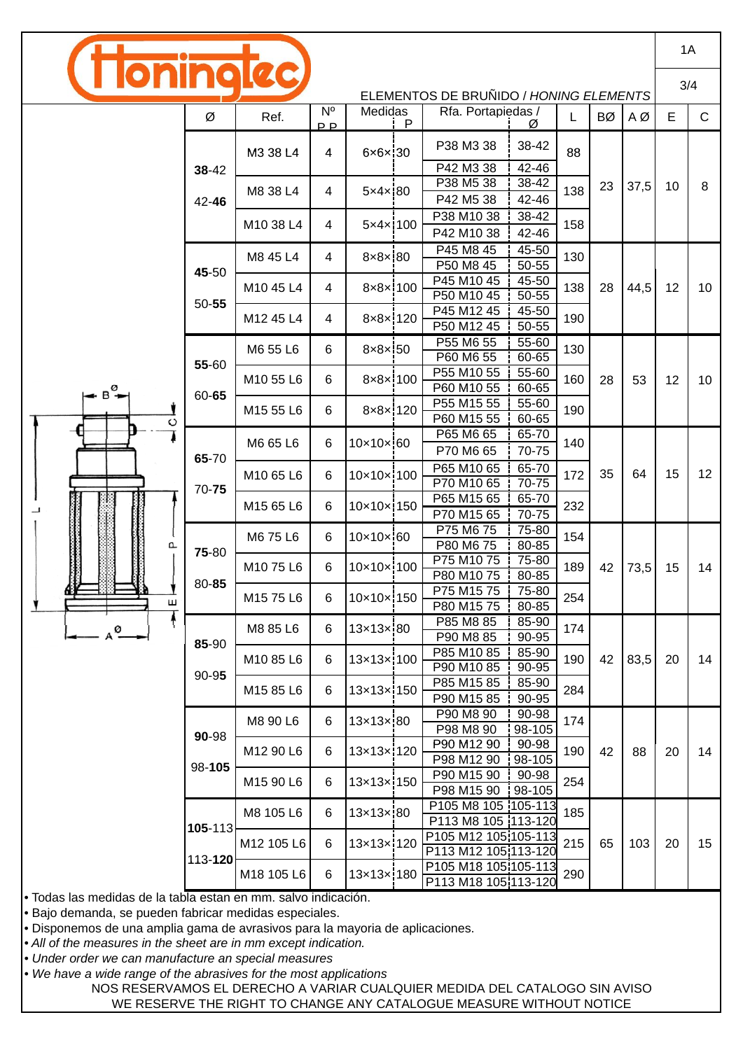# Honingtec

1A

3/4

## ELEMENTOS DE BRUÑIDO / *HONING ELEMENTS*

| Ø | Ref. | Nº P.P. | Medidas | P | Rfa. Portapiedas / | Ø | L | BØ | A Ø | E | C |
|---|---|---|---|---|---|---|---|---|---|---|---|
| **38**-42 / 42-**46** | M3 38 L4 | 4 | 6×6× | 30 | P38 M3 38 | 38-42 | 88 | 23 | 37,5 | 10 | 8 |
| | | | | | P42 M3 38 | 42-46 | | | | | |
| | M8 38 L4 | 4 | 5×4× | 80 | P38 M5 38 | 38-42 | 138 | | | | |
| | | | | | P42 M5 38 | 42-46 | | | | | |
| | M10 38 L4 | 4 | 5×4× | 100 | P38 M10 38 | 38-42 | 158 | | | | |
| | | | | | P42 M10 38 | 42-46 | | | | | |
| **45**-50 / 50-**55** | M8 45 L4 | 4 | 8×8× | 80 | P45 M8 45 | 45-50 | 130 | 28 | 44,5 | 12 | 10 |
| | | | | | P50 M8 45 | 50-55 | | | | | |
| | M10 45 L4 | 4 | 8×8× | 100 | P45 M10 45 | 45-50 | 138 | | | | |
| | | | | | P50 M10 45 | 50-55 | | | | | |
| | M12 45 L4 | 4 | 8×8× | 120 | P45 M12 45 | 45-50 | 190 | | | | |
| | | | | | P50 M12 45 | 50-55 | | | | | |
| **55**-60 / 60-**65** | M6 55 L6 | 6 | 8×8× | 50 | P55 M6 55 | 55-60 | 130 | 28 | 53 | 12 | 10 |
| | | | | | P60 M6 55 | 60-65 | | | | | |
| | M10 55 L6 | 6 | 8×8× | 100 | P55 M10 55 | 55-60 | 160 | | | | |
| | | | | | P60 M10 55 | 60-65 | | | | | |
| | M15 55 L6 | 6 | 8×8× | 120 | P55 M15 55 | 55-60 | 190 | | | | |
| | | | | | P60 M15 55 | 60-65 | | | | | |
| **65**-70 / 70-**75** | M6 65 L6 | 6 | 10×10× | 60 | P65 M6 65 | 65-70 | 140 | 35 | 64 | 15 | 12 |
| | | | | | P70 M6 65 | 70-75 | | | | | |
| | M10 65 L6 | 6 | 10×10× | 100 | P65 M10 65 | 65-70 | 172 | | | | |
| | | | | | P70 M10 65 | 70-75 | | | | | |
| | M15 65 L6 | 6 | 10×10× | 150 | P65 M15 65 | 65-70 | 232 | | | | |
| | | | | | P70 M15 65 | 70-75 | | | | | |
| **75**-80 / 80-**85** | M6 75 L6 | 6 | 10×10× | 60 | P75 M6 75 | 75-80 | 154 | 42 | 73,5 | 15 | 14 |
| | | | | | P80 M6 75 | 80-85 | | | | | |
| | M10 75 L6 | 6 | 10×10× | 100 | P75 M10 75 | 75-80 | 189 | | | | |
| | | | | | P80 M10 75 | 80-85 | | | | | |
| | M15 75 L6 | 6 | 10×10× | 150 | P75 M15 75 | 75-80 | 254 | | | | |
| | | | | | P80 M15 75 | 80-85 | | | | | |
| **85**-90 / 90-9**5** | M8 85 L6 | 6 | 13×13× | 80 | P85 M8 85 | 85-90 | 174 | 42 | 83,5 | 20 | 14 |
| | | | | | P90 M8 85 | 90-95 | | | | | |
| | M10 85 L6 | 6 | 13×13× | 100 | P85 M10 85 | 85-90 | 190 | | | | |
| | | | | | P90 M10 85 | 90-95 | | | | | |
| | M15 85 L6 | 6 | 13×13× | 150 | P85 M15 85 | 85-90 | 284 | | | | |
| | | | | | P90 M15 85 | 90-95 | | | | | |
| **90**-98 / 98-**105** | M8 90 L6 | 6 | 13×13× | 80 | P90 M8 90 | 90-98 | 174 | 42 | 88 | 20 | 14 |
| | | | | | P98 M8 90 | 98-105 | | | | | |
| | M12 90 L6 | 6 | 13×13× | 120 | P90 M12 90 | 90-98 | 190 | | | | |
| | | | | | P98 M12 90 | 98-105 | | | | | |
| | M15 90 L6 | 6 | 13×13× | 150 | P90 M15 90 | 90-98 | 254 | | | | |
| | | | | | P98 M15 90 | 98-105 | | | | | |
| **105**-113 / 113-**120** | M8 105 L6 | 6 | 13×13× | 80 | P105 M8 105 | 105-113 | 185 | 65 | 103 | 20 | 15 |
| | | | | | P113 M8 105 | 113-120 | | | | | |
| | M12 105 L6 | 6 | 13×13× | 120 | P105 M12 105 | 105-113 | 215 | | | | |
| | | | | | P113 M12 105 | 113-120 | | | | | |
| | M18 105 L6 | 6 | 13×13× | 180 | P105 M18 105 | 105-113 | 290 | | | | |
| | | | | | P113 M18 105 | 113-120 | | | | | |

- Todas las medidas de la tabla estan en mm. salvo indicación.
- Bajo demanda, se pueden fabricar medidas especiales.
- Disponemos de una amplia gama de avrasivos para la mayoria de aplicaciones.
- *All of the measures in the sheet are in mm except indication.*
- *Under order we can manufacture an special measures*
- *We have a wide range of the abrasives for the most applications*

NOS RESERVAMOS EL DERECHO A VARIAR CUALQUIER MEDIDA DEL CATALOGO SIN AVISO

WE RESERVE THE RIGHT TO CHANGE ANY CATALOGUE MEASURE WITHOUT NOTICE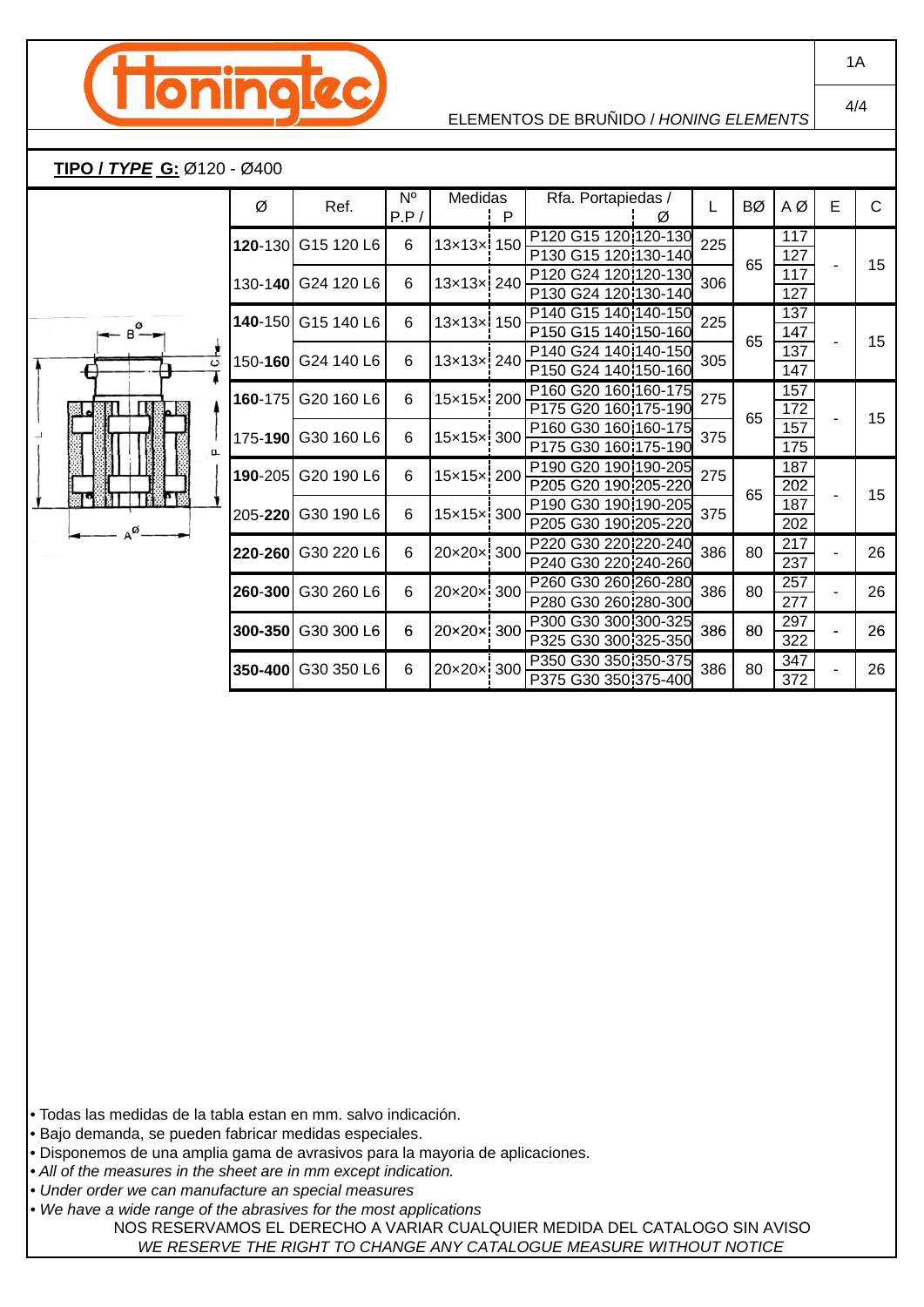ELEMENTOS DE BRUÑIDO / *HONING ELEMENTS*

**TIPO / *TYPE* G:** Ø120 - Ø400

| Ø | Ref. | Nº P.P / | Medidas |  | Rfa. Portapiedas / | Ø | L | BØ | A Ø | E | C |
|---|---|---|---|---|---|---|---|---|---|---|---|
|  |  |  |  | P |  |  |  |  |  |  |  |
| **120**-130 | G15 120 L6 | 6 | 13×13× | 150 | P120 G15 120 | 120-130 | 225 | 65 | 117 | - | 15 |
|  |  |  |  |  | P130 G15 120 | 130-140 |  |  | 127 |  |  |
| 130-**140** | G24 120 L6 | 6 | 13×13× | 240 | P120 G24 120 | 120-130 | 306 |  | 117 |  |  |
|  |  |  |  |  | P130 G24 120 | 130-140 |  |  | 127 |  |  |
| **140**-150 | G15 140 L6 | 6 | 13×13× | 150 | P140 G15 140 | 140-150 | 225 | 65 | 137 | - | 15 |
|  |  |  |  |  | P150 G15 140 | 150-160 |  |  | 147 |  |  |
| 150-**160** | G24 140 L6 | 6 | 13×13× | 240 | P140 G24 140 | 140-150 | 305 |  | 137 |  |  |
|  |  |  |  |  | P150 G24 140 | 150-160 |  |  | 147 |  |  |
| **160**-175 | G20 160 L6 | 6 | 15×15× | 200 | P160 G20 160 | 160-175 | 275 | 65 | 157 | - | 15 |
|  |  |  |  |  | P175 G20 160 | 175-190 |  |  | 172 |  |  |
| 175-**190** | G30 160 L6 | 6 | 15×15× | 300 | P160 G30 160 | 160-175 | 375 |  | 157 |  |  |
|  |  |  |  |  | P175 G30 160 | 175-190 |  |  | 175 |  |  |
| **190**-205 | G20 190 L6 | 6 | 15×15× | 200 | P190 G20 190 | 190-205 | 275 | 65 | 187 | - | 15 |
|  |  |  |  |  | P205 G20 190 | 205-220 |  |  | 202 |  |  |
| 205-**220** | G30 190 L6 | 6 | 15×15× | 300 | P190 G30 190 | 190-205 | 375 |  | 187 |  |  |
|  |  |  |  |  | P205 G30 190 | 205-220 |  |  | 202 |  |  |
| **220-260** | G30 220 L6 | 6 | 20×20× | 300 | P220 G30 220 | 220-240 | 386 | 80 | 217 | - | 26 |
|  |  |  |  |  | P240 G30 220 | 240-260 |  |  | 237 |  |  |
| **260-300** | G30 260 L6 | 6 | 20×20× | 300 | P260 G30 260 | 260-280 | 386 | 80 | 257 | - | 26 |
|  |  |  |  |  | P280 G30 260 | 280-300 |  |  | 277 |  |  |
| **300-350** | G30 300 L6 | 6 | 20×20× | 300 | P300 G30 300 | 300-325 | 386 | 80 | 297 | - | 26 |
|  |  |  |  |  | P325 G30 300 | 325-350 |  |  | 322 |  |  |
| **350-400** | G30 350 L6 | 6 | 20×20× | 300 | P350 G30 350 | 350-375 | 386 | 80 | 347 | - | 26 |
|  |  |  |  |  | P375 G30 350 | 375-400 |  |  | 372 |  |  |

- Todas las medidas de la tabla estan en mm. salvo indicación.
- Bajo demanda, se pueden fabricar medidas especiales.
- Disponemos de una amplia gama de avrasivos para la mayoria de aplicaciones.
- *All of the measures in the sheet are in mm except indication.*
- *Under order we can manufacture an special measures*
- *We have a wide range of the abrasives for the most applications*

NOS RESERVAMOS EL DERECHO A VARIAR CUALQUIER MEDIDA DEL CATALOGO SIN AVISO
*WE RESERVE THE RIGHT TO CHANGE ANY CATALOGUE MEASURE WITHOUT NOTICE*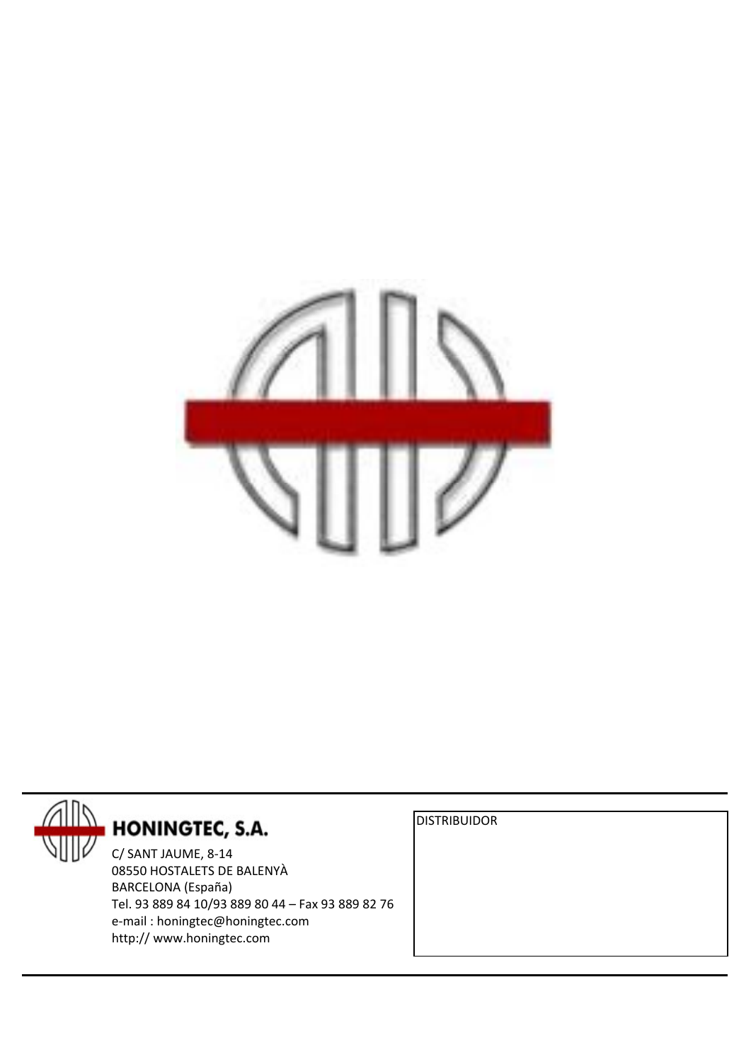**HONINGTEC, S.A.**

C/ SANT JAUME, 8-14
08550 HOSTALETS DE BALENYÀ
BARCELONA (España)
Tel. 93 889 84 10/93 889 80 44 – Fax 93 889 82 76
e-mail : honingtec@honingtec.com
http:// www.honingtec.com

DISTRIBUIDOR